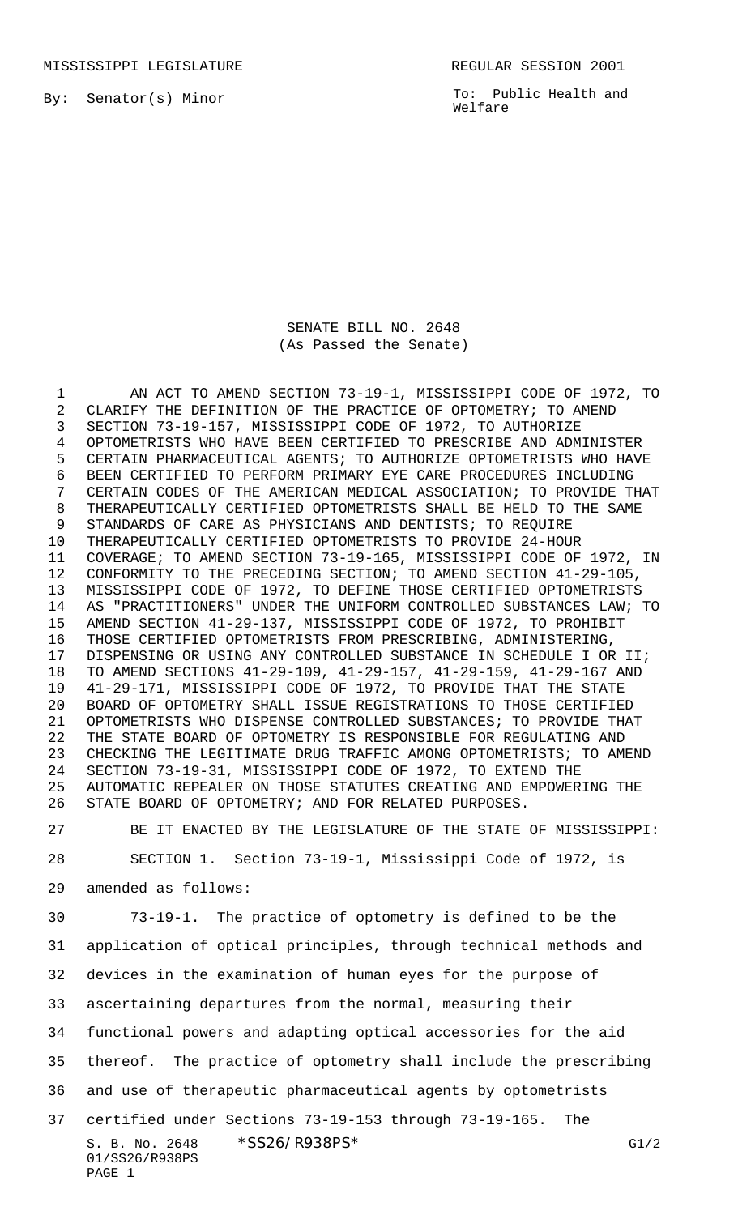MISSISSIPPI LEGISLATURE REGULAR SESSION 2001

By: Senator(s) Minor

To: Public Health and Welfare

SENATE BILL NO. 2648
(As Passed the Senate)

AN ACT TO AMEND SECTION 73-19-1, MISSISSIPPI CODE OF 1972, TO CLARIFY THE DEFINITION OF THE PRACTICE OF OPTOMETRY; TO AMEND SECTION 73-19-157, MISSISSIPPI CODE OF 1972, TO AUTHORIZE OPTOMETRISTS WHO HAVE BEEN CERTIFIED TO PRESCRIBE AND ADMINISTER CERTAIN PHARMACEUTICAL AGENTS; TO AUTHORIZE OPTOMETRISTS WHO HAVE BEEN CERTIFIED TO PERFORM PRIMARY EYE CARE PROCEDURES INCLUDING CERTAIN CODES OF THE AMERICAN MEDICAL ASSOCIATION; TO PROVIDE THAT THERAPEUTICALLY CERTIFIED OPTOMETRISTS SHALL BE HELD TO THE SAME STANDARDS OF CARE AS PHYSICIANS AND DENTISTS; TO REQUIRE THERAPEUTICALLY CERTIFIED OPTOMETRISTS TO PROVIDE 24-HOUR COVERAGE; TO AMEND SECTION 73-19-165, MISSISSIPPI CODE OF 1972, IN CONFORMITY TO THE PRECEDING SECTION; TO AMEND SECTION 41-29-105, MISSISSIPPI CODE OF 1972, TO DEFINE THOSE CERTIFIED OPTOMETRISTS AS "PRACTITIONERS" UNDER THE UNIFORM CONTROLLED SUBSTANCES LAW; TO AMEND SECTION 41-29-137, MISSISSIPPI CODE OF 1972, TO PROHIBIT THOSE CERTIFIED OPTOMETRISTS FROM PRESCRIBING, ADMINISTERING, DISPENSING OR USING ANY CONTROLLED SUBSTANCE IN SCHEDULE I OR II; TO AMEND SECTIONS 41-29-109, 41-29-157, 41-29-159, 41-29-167 AND 41-29-171, MISSISSIPPI CODE OF 1972, TO PROVIDE THAT THE STATE BOARD OF OPTOMETRY SHALL ISSUE REGISTRATIONS TO THOSE CERTIFIED OPTOMETRISTS WHO DISPENSE CONTROLLED SUBSTANCES; TO PROVIDE THAT THE STATE BOARD OF OPTOMETRY IS RESPONSIBLE FOR REGULATING AND CHECKING THE LEGITIMATE DRUG TRAFFIC AMONG OPTOMETRISTS; TO AMEND SECTION 73-19-31, MISSISSIPPI CODE OF 1972, TO EXTEND THE AUTOMATIC REPEALER ON THOSE STATUTES CREATING AND EMPOWERING THE STATE BOARD OF OPTOMETRY; AND FOR RELATED PURPOSES.

BE IT ENACTED BY THE LEGISLATURE OF THE STATE OF MISSISSIPPI:

SECTION 1. Section 73-19-1, Mississippi Code of 1972, is amended as follows:

73-19-1. The practice of optometry is defined to be the application of optical principles, through technical methods and devices in the examination of human eyes for the purpose of ascertaining departures from the normal, measuring their functional powers and adapting optical accessories for the aid thereof. The practice of optometry shall include the prescribing and use of therapeutic pharmaceutical agents by optometrists certified under Sections 73-19-153 through 73-19-165. The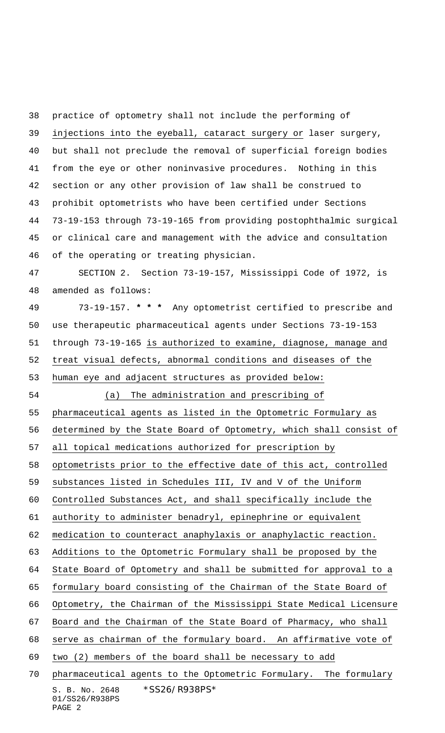practice of optometry shall not include the performing of injections into the eyeball, cataract surgery or laser surgery, but shall not preclude the removal of superficial foreign bodies from the eye or other noninvasive procedures. Nothing in this section or any other provision of law shall be construed to prohibit optometrists who have been certified under Sections 73-19-153 through 73-19-165 from providing postophthalmic surgical or clinical care and management with the advice and consultation of the operating or treating physician.

SECTION 2. Section 73-19-157, Mississippi Code of 1972, is amended as follows:

73-19-157. * * * Any optometrist certified to prescribe and use therapeutic pharmaceutical agents under Sections 73-19-153 through 73-19-165 is authorized to examine, diagnose, manage and treat visual defects, abnormal conditions and diseases of the human eye and adjacent structures as provided below:

(a) The administration and prescribing of pharmaceutical agents as listed in the Optometric Formulary as determined by the State Board of Optometry, which shall consist of all topical medications authorized for prescription by optometrists prior to the effective date of this act, controlled substances listed in Schedules III, IV and V of the Uniform Controlled Substances Act, and shall specifically include the authority to administer benadryl, epinephrine or equivalent medication to counteract anaphylaxis or anaphylactic reaction. Additions to the Optometric Formulary shall be proposed by the State Board of Optometry and shall be submitted for approval to a formulary board consisting of the Chairman of the State Board of Optometry, the Chairman of the Mississippi State Medical Licensure Board and the Chairman of the State Board of Pharmacy, who shall serve as chairman of the formulary board. An affirmative vote of two (2) members of the board shall be necessary to add pharmaceutical agents to the Optometric Formulary. The formulary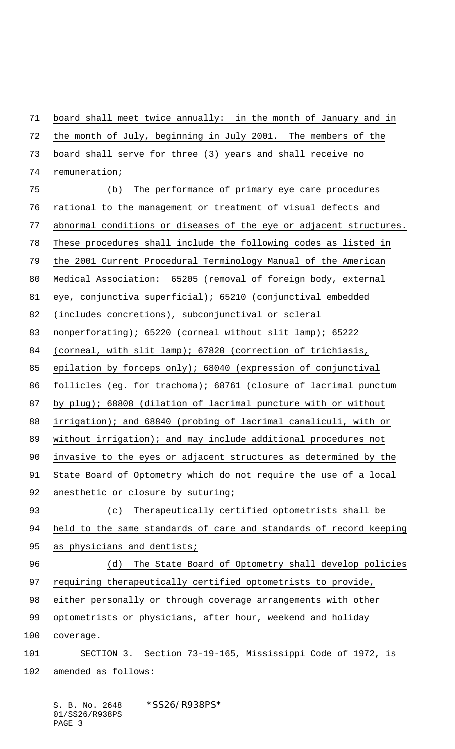board shall meet twice annually: in the month of January and in the month of July, beginning in July 2001. The members of the board shall serve for three (3) years and shall receive no remuneration;

(b) The performance of primary eye care procedures rational to the management or treatment of visual defects and abnormal conditions or diseases of the eye or adjacent structures. These procedures shall include the following codes as listed in the 2001 Current Procedural Terminology Manual of the American Medical Association: 65205 (removal of foreign body, external eye, conjunctiva superficial); 65210 (conjunctival embedded (includes concretions), subconjunctival or scleral nonperforating); 65220 (corneal without slit lamp); 65222 (corneal, with slit lamp); 67820 (correction of trichiasis, epilation by forceps only); 68040 (expression of conjunctival follicles (eg. for trachoma); 68761 (closure of lacrimal punctum by plug); 68808 (dilation of lacrimal puncture with or without irrigation); and 68840 (probing of lacrimal canaliculi, with or without irrigation); and may include additional procedures not invasive to the eyes or adjacent structures as determined by the State Board of Optometry which do not require the use of a local anesthetic or closure by suturing;

(c) Therapeutically certified optometrists shall be held to the same standards of care and standards of record keeping as physicians and dentists;

(d) The State Board of Optometry shall develop policies requiring therapeutically certified optometrists to provide, either personally or through coverage arrangements with other optometrists or physicians, after hour, weekend and holiday coverage.

SECTION 3. Section 73-19-165, Mississippi Code of 1972, is amended as follows: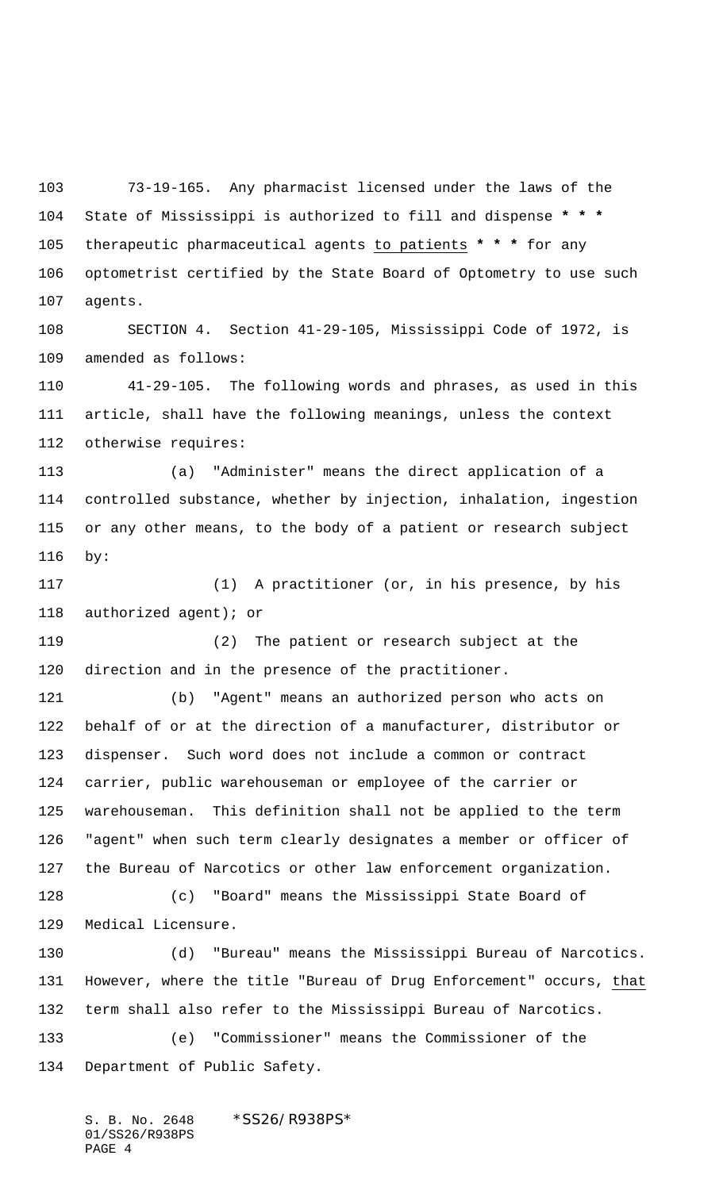73-19-165. Any pharmacist licensed under the laws of the State of Mississippi is authorized to fill and dispense **\* \* \*** therapeutic pharmaceutical agents <u>to patients</u> **\* \* \*** for any optometrist certified by the State Board of Optometry to use such agents.

SECTION 4. Section 41-29-105, Mississippi Code of 1972, is amended as follows:

41-29-105. The following words and phrases, as used in this article, shall have the following meanings, unless the context otherwise requires:

(a) "Administer" means the direct application of a controlled substance, whether by injection, inhalation, ingestion or any other means, to the body of a patient or research subject by:

(1) A practitioner (or, in his presence, by his authorized agent); or

(2) The patient or research subject at the direction and in the presence of the practitioner.

(b) "Agent" means an authorized person who acts on behalf of or at the direction of a manufacturer, distributor or dispenser. Such word does not include a common or contract carrier, public warehouseman or employee of the carrier or warehouseman. This definition shall not be applied to the term "agent" when such term clearly designates a member or officer of the Bureau of Narcotics or other law enforcement organization.

(c) "Board" means the Mississippi State Board of Medical Licensure.

(d) "Bureau" means the Mississippi Bureau of Narcotics. However, where the title "Bureau of Drug Enforcement" occurs, <u>that</u> term shall also refer to the Mississippi Bureau of Narcotics.

(e) "Commissioner" means the Commissioner of the Department of Public Safety.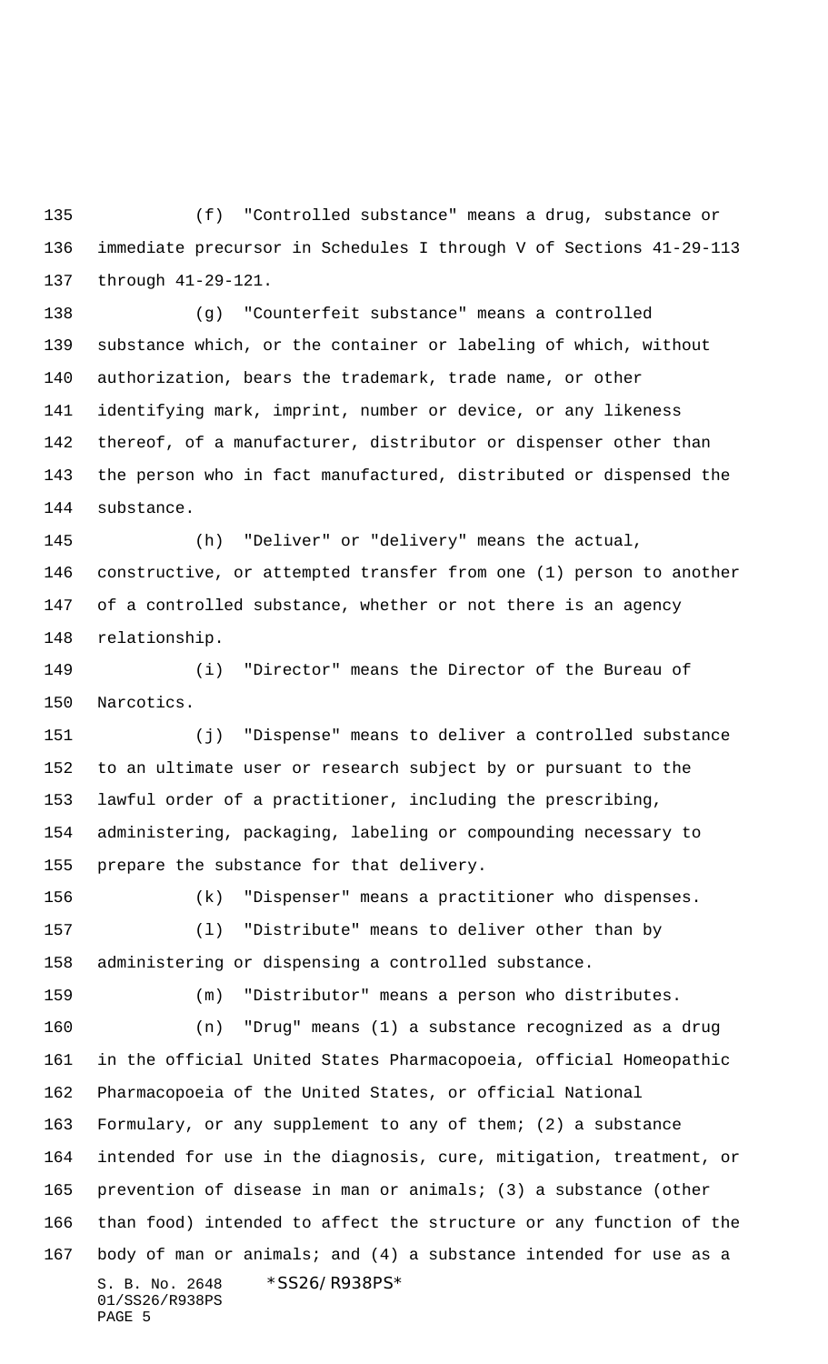(f) "Controlled substance" means a drug, substance or immediate precursor in Schedules I through V of Sections 41-29-113 through 41-29-121.

(g) "Counterfeit substance" means a controlled substance which, or the container or labeling of which, without authorization, bears the trademark, trade name, or other identifying mark, imprint, number or device, or any likeness thereof, of a manufacturer, distributor or dispenser other than the person who in fact manufactured, distributed or dispensed the substance.

(h) "Deliver" or "delivery" means the actual, constructive, or attempted transfer from one (1) person to another of a controlled substance, whether or not there is an agency relationship.

(i) "Director" means the Director of the Bureau of Narcotics.

(j) "Dispense" means to deliver a controlled substance to an ultimate user or research subject by or pursuant to the lawful order of a practitioner, including the prescribing, administering, packaging, labeling or compounding necessary to prepare the substance for that delivery.

(k) "Dispenser" means a practitioner who dispenses.

(l) "Distribute" means to deliver other than by administering or dispensing a controlled substance.

(m) "Distributor" means a person who distributes.

(n) "Drug" means (1) a substance recognized as a drug in the official United States Pharmacopoeia, official Homeopathic Pharmacopoeia of the United States, or official National Formulary, or any supplement to any of them; (2) a substance intended for use in the diagnosis, cure, mitigation, treatment, or prevention of disease in man or animals; (3) a substance (other than food) intended to affect the structure or any function of the body of man or animals; and (4) a substance intended for use as a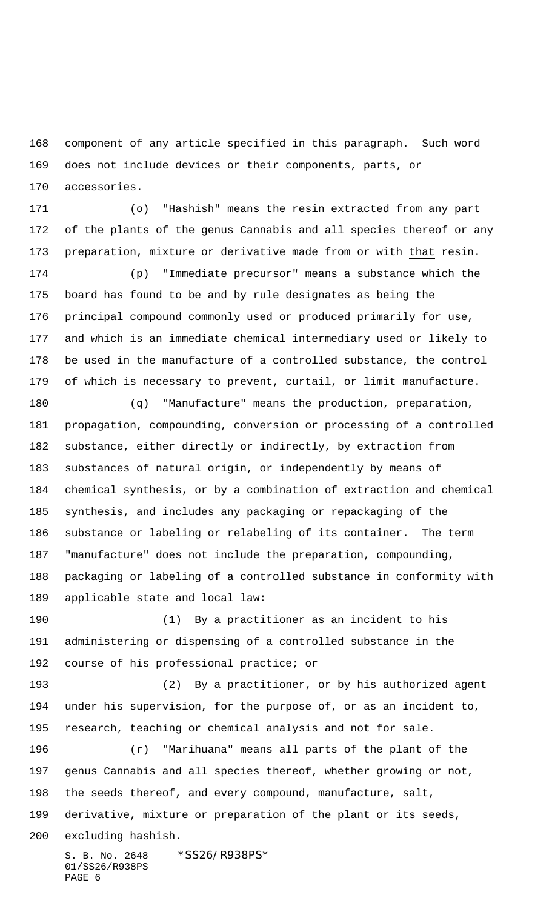component of any article specified in this paragraph. Such word does not include devices or their components, parts, or accessories.

(o) "Hashish" means the resin extracted from any part of the plants of the genus Cannabis and all species thereof or any preparation, mixture or derivative made from or with that resin.

(p) "Immediate precursor" means a substance which the board has found to be and by rule designates as being the principal compound commonly used or produced primarily for use, and which is an immediate chemical intermediary used or likely to be used in the manufacture of a controlled substance, the control of which is necessary to prevent, curtail, or limit manufacture.

(q) "Manufacture" means the production, preparation, propagation, compounding, conversion or processing of a controlled substance, either directly or indirectly, by extraction from substances of natural origin, or independently by means of chemical synthesis, or by a combination of extraction and chemical synthesis, and includes any packaging or repackaging of the substance or labeling or relabeling of its container. The term "manufacture" does not include the preparation, compounding, packaging or labeling of a controlled substance in conformity with applicable state and local law:

(1) By a practitioner as an incident to his administering or dispensing of a controlled substance in the course of his professional practice; or

(2) By a practitioner, or by his authorized agent under his supervision, for the purpose of, or as an incident to, research, teaching or chemical analysis and not for sale.

(r) "Marihuana" means all parts of the plant of the genus Cannabis and all species thereof, whether growing or not, the seeds thereof, and every compound, manufacture, salt, derivative, mixture or preparation of the plant or its seeds, excluding hashish.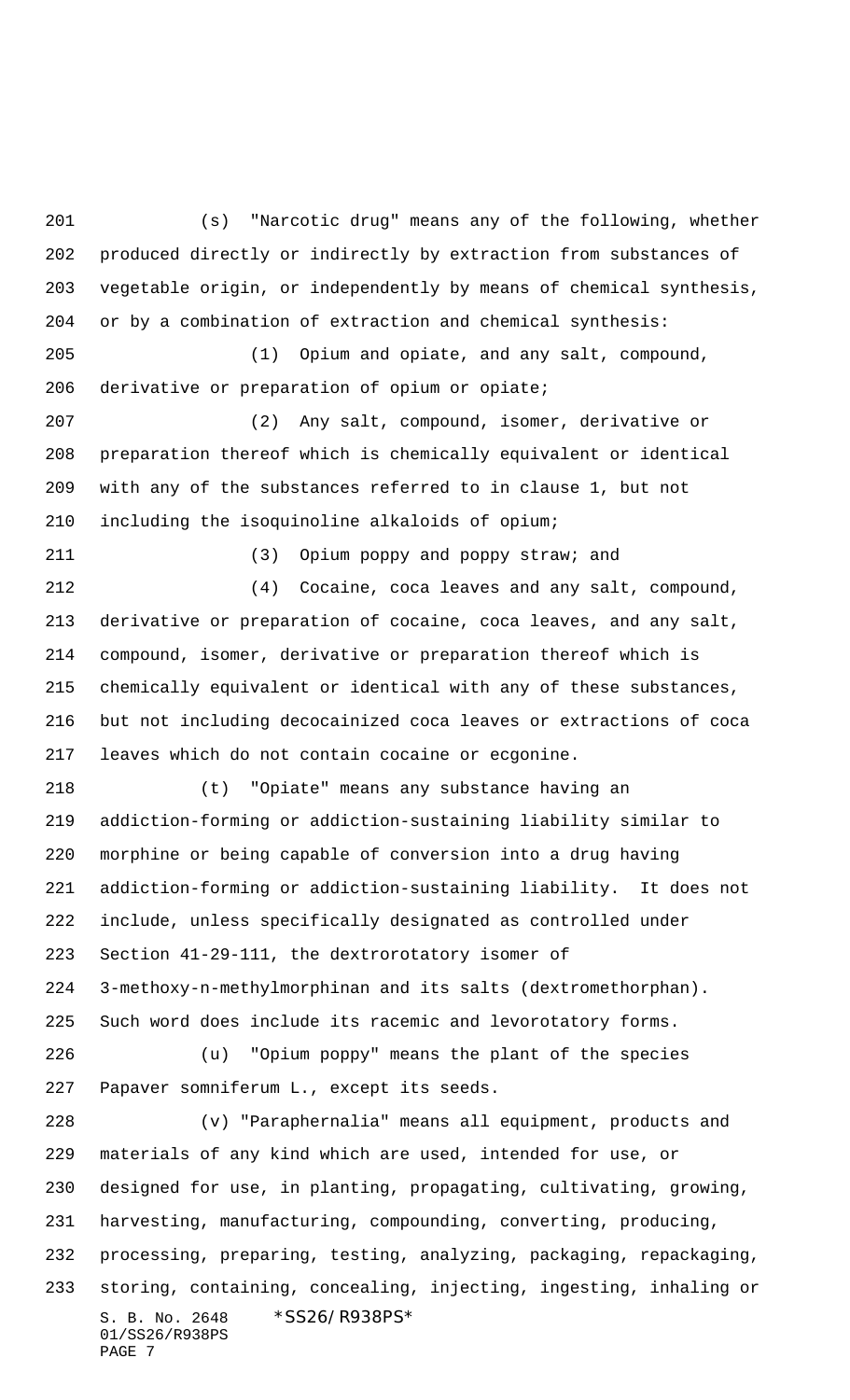(s) "Narcotic drug" means any of the following, whether produced directly or indirectly by extraction from substances of vegetable origin, or independently by means of chemical synthesis, or by a combination of extraction and chemical synthesis:

(1) Opium and opiate, and any salt, compound, derivative or preparation of opium or opiate;

(2) Any salt, compound, isomer, derivative or preparation thereof which is chemically equivalent or identical with any of the substances referred to in clause 1, but not including the isoquinoline alkaloids of opium;

(3) Opium poppy and poppy straw; and

(4) Cocaine, coca leaves and any salt, compound, derivative or preparation of cocaine, coca leaves, and any salt, compound, isomer, derivative or preparation thereof which is chemically equivalent or identical with any of these substances, but not including decocainized coca leaves or extractions of coca leaves which do not contain cocaine or ecgonine.

(t) "Opiate" means any substance having an addiction-forming or addiction-sustaining liability similar to morphine or being capable of conversion into a drug having addiction-forming or addiction-sustaining liability. It does not include, unless specifically designated as controlled under Section 41-29-111, the dextrorotatory isomer of 3-methoxy-n-methylmorphinan and its salts (dextromethorphan). Such word does include its racemic and levorotatory forms.

(u) "Opium poppy" means the plant of the species Papaver somniferum L., except its seeds.

(v) "Paraphernalia" means all equipment, products and materials of any kind which are used, intended for use, or designed for use, in planting, propagating, cultivating, growing, harvesting, manufacturing, compounding, converting, producing, processing, preparing, testing, analyzing, packaging, repackaging, storing, containing, concealing, injecting, ingesting, inhaling or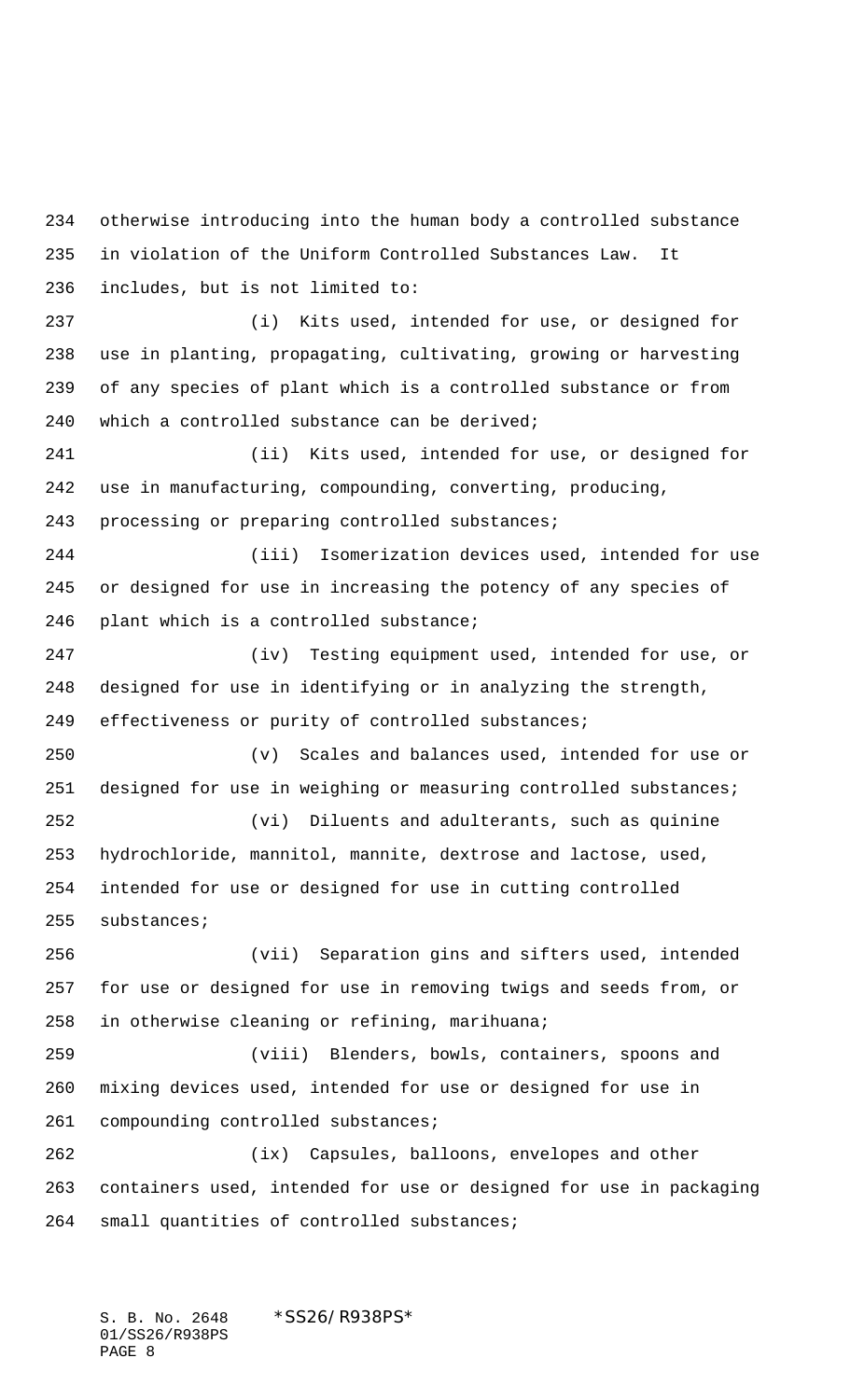otherwise introducing into the human body a controlled substance in violation of the Uniform Controlled Substances Law. It includes, but is not limited to:

(i) Kits used, intended for use, or designed for use in planting, propagating, cultivating, growing or harvesting of any species of plant which is a controlled substance or from which a controlled substance can be derived;

(ii) Kits used, intended for use, or designed for use in manufacturing, compounding, converting, producing, processing or preparing controlled substances;

(iii) Isomerization devices used, intended for use or designed for use in increasing the potency of any species of plant which is a controlled substance;

(iv) Testing equipment used, intended for use, or designed for use in identifying or in analyzing the strength, effectiveness or purity of controlled substances;

(v) Scales and balances used, intended for use or designed for use in weighing or measuring controlled substances;

(vi) Diluents and adulterants, such as quinine hydrochloride, mannitol, mannite, dextrose and lactose, used, intended for use or designed for use in cutting controlled substances;

(vii) Separation gins and sifters used, intended for use or designed for use in removing twigs and seeds from, or in otherwise cleaning or refining, marihuana;

(viii) Blenders, bowls, containers, spoons and mixing devices used, intended for use or designed for use in compounding controlled substances;

(ix) Capsules, balloons, envelopes and other containers used, intended for use or designed for use in packaging small quantities of controlled substances;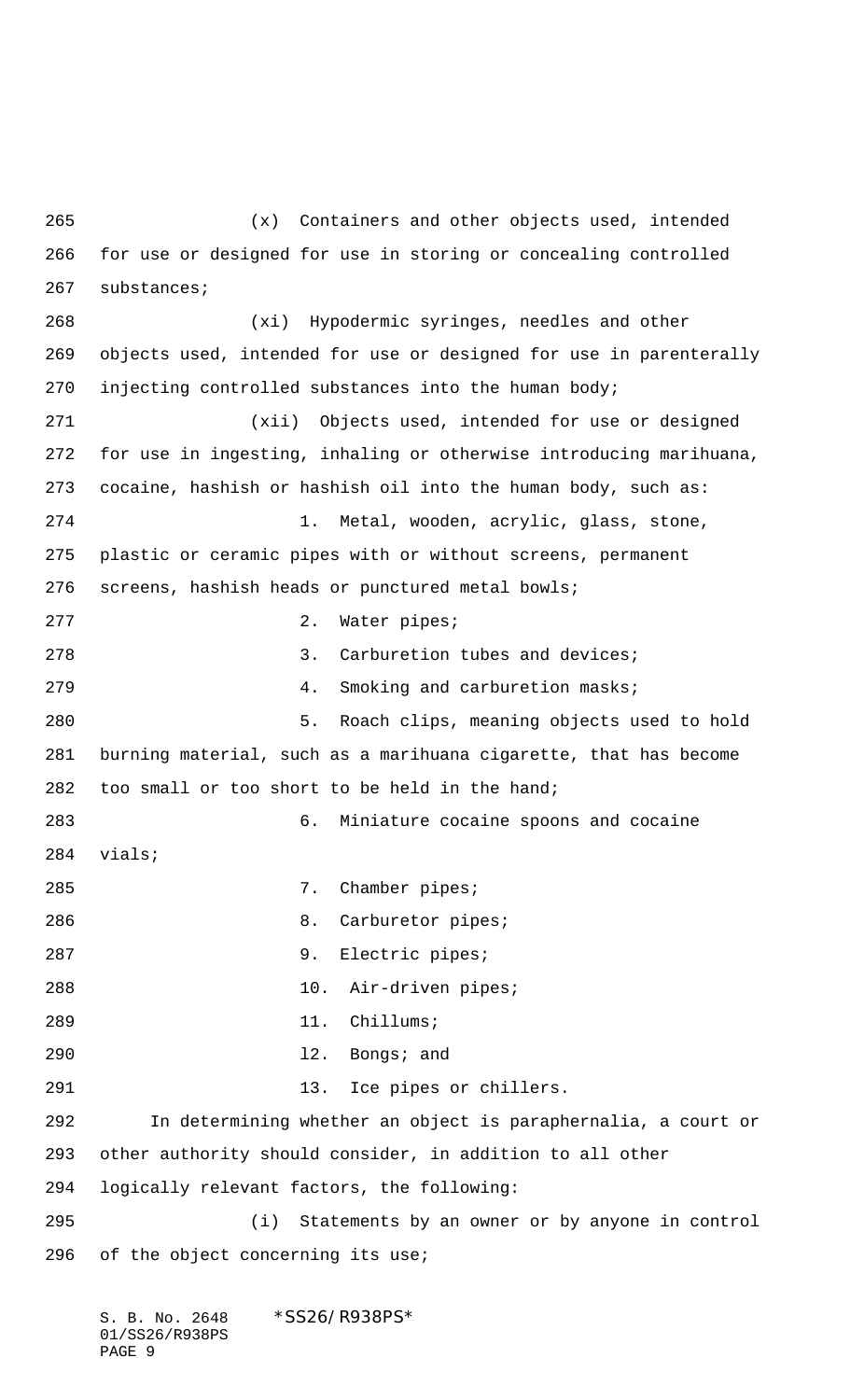(x) Containers and other objects used, intended for use or designed for use in storing or concealing controlled substances;

(xi) Hypodermic syringes, needles and other objects used, intended for use or designed for use in parenterally injecting controlled substances into the human body;

(xii) Objects used, intended for use or designed for use in ingesting, inhaling or otherwise introducing marihuana, cocaine, hashish or hashish oil into the human body, such as:

1. Metal, wooden, acrylic, glass, stone, plastic or ceramic pipes with or without screens, permanent screens, hashish heads or punctured metal bowls;

2. Water pipes;

3. Carburetion tubes and devices;

4. Smoking and carburetion masks;

5. Roach clips, meaning objects used to hold burning material, such as a marihuana cigarette, that has become too small or too short to be held in the hand;

6. Miniature cocaine spoons and cocaine vials;

7. Chamber pipes;

8. Carburetor pipes;

9. Electric pipes;

10. Air-driven pipes;

11. Chillums;

l2. Bongs; and

13. Ice pipes or chillers.

In determining whether an object is paraphernalia, a court or other authority should consider, in addition to all other logically relevant factors, the following:

(i) Statements by an owner or by anyone in control of the object concerning its use;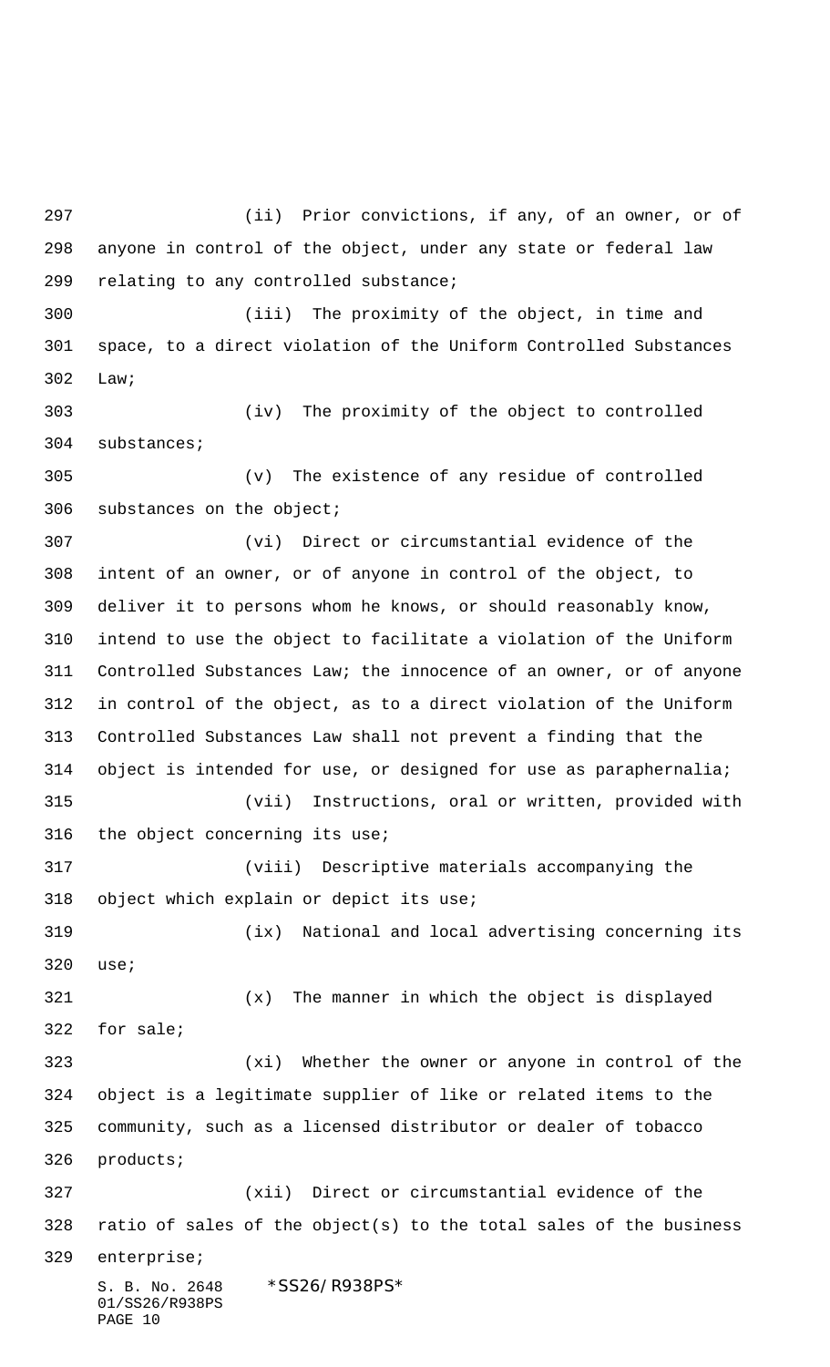(ii) Prior convictions, if any, of an owner, or of anyone in control of the object, under any state or federal law relating to any controlled substance;

(iii) The proximity of the object, in time and space, to a direct violation of the Uniform Controlled Substances Law;

(iv) The proximity of the object to controlled substances;

(v) The existence of any residue of controlled substances on the object;

(vi) Direct or circumstantial evidence of the intent of an owner, or of anyone in control of the object, to deliver it to persons whom he knows, or should reasonably know, intend to use the object to facilitate a violation of the Uniform Controlled Substances Law; the innocence of an owner, or of anyone in control of the object, as to a direct violation of the Uniform Controlled Substances Law shall not prevent a finding that the object is intended for use, or designed for use as paraphernalia;

(vii) Instructions, oral or written, provided with the object concerning its use;

(viii) Descriptive materials accompanying the object which explain or depict its use;

(ix) National and local advertising concerning its use;

(x) The manner in which the object is displayed for sale;

(xi) Whether the owner or anyone in control of the object is a legitimate supplier of like or related items to the community, such as a licensed distributor or dealer of tobacco products;

(xii) Direct or circumstantial evidence of the ratio of sales of the object(s) to the total sales of the business enterprise;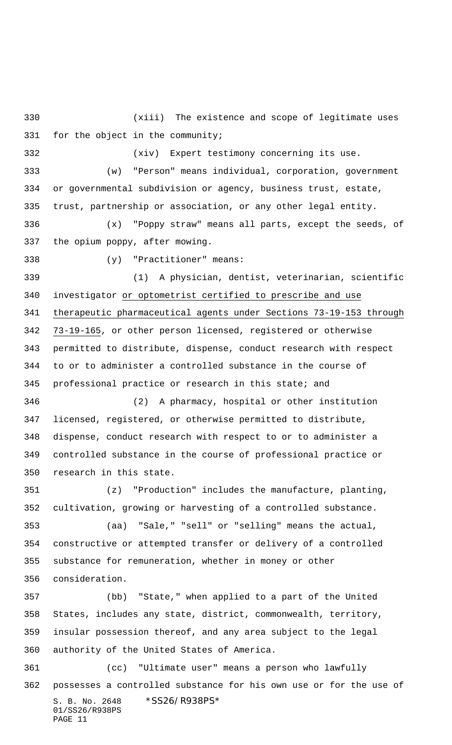(xiii) The existence and scope of legitimate uses for the object in the community;

(xiv) Expert testimony concerning its use.

(w) "Person" means individual, corporation, government or governmental subdivision or agency, business trust, estate, trust, partnership or association, or any other legal entity.

(x) "Poppy straw" means all parts, except the seeds, of the opium poppy, after mowing.

(y) "Practitioner" means:

(1) A physician, dentist, veterinarian, scientific investigator <u>or optometrist certified to prescribe and use therapeutic pharmaceutical agents under Sections 73-19-153 through 73-19-165</u>, or other person licensed, registered or otherwise permitted to distribute, dispense, conduct research with respect to or to administer a controlled substance in the course of professional practice or research in this state; and

(2) A pharmacy, hospital or other institution licensed, registered, or otherwise permitted to distribute, dispense, conduct research with respect to or to administer a controlled substance in the course of professional practice or research in this state.

(z) "Production" includes the manufacture, planting, cultivation, growing or harvesting of a controlled substance.

(aa) "Sale," "sell" or "selling" means the actual, constructive or attempted transfer or delivery of a controlled substance for remuneration, whether in money or other consideration.

(bb) "State," when applied to a part of the United States, includes any state, district, commonwealth, territory, insular possession thereof, and any area subject to the legal authority of the United States of America.

(cc) "Ultimate user" means a person who lawfully possesses a controlled substance for his own use or for the use of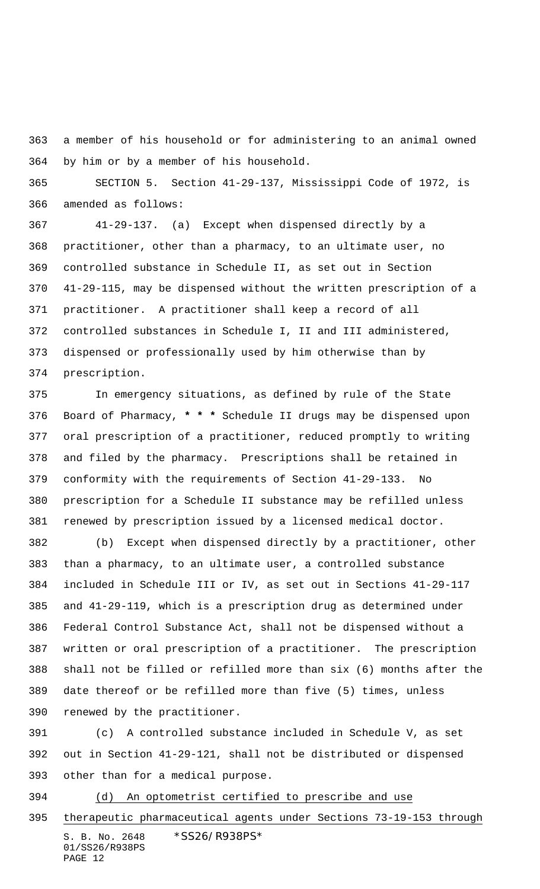a member of his household or for administering to an animal owned by him or by a member of his household.

SECTION 5. Section 41-29-137, Mississippi Code of 1972, is amended as follows:

41-29-137. (a) Except when dispensed directly by a practitioner, other than a pharmacy, to an ultimate user, no controlled substance in Schedule II, as set out in Section 41-29-115, may be dispensed without the written prescription of a practitioner. A practitioner shall keep a record of all controlled substances in Schedule I, II and III administered, dispensed or professionally used by him otherwise than by prescription.

In emergency situations, as defined by rule of the State Board of Pharmacy, **\* \* \*** Schedule II drugs may be dispensed upon oral prescription of a practitioner, reduced promptly to writing and filed by the pharmacy. Prescriptions shall be retained in conformity with the requirements of Section 41-29-133. No prescription for a Schedule II substance may be refilled unless renewed by prescription issued by a licensed medical doctor.

(b) Except when dispensed directly by a practitioner, other than a pharmacy, to an ultimate user, a controlled substance included in Schedule III or IV, as set out in Sections 41-29-117 and 41-29-119, which is a prescription drug as determined under Federal Control Substance Act, shall not be dispensed without a written or oral prescription of a practitioner. The prescription shall not be filled or refilled more than six (6) months after the date thereof or be refilled more than five (5) times, unless renewed by the practitioner.

(c) A controlled substance included in Schedule V, as set out in Section 41-29-121, shall not be distributed or dispensed other than for a medical purpose.

<u>(d) An optometrist certified to prescribe and use therapeutic pharmaceutical agents under Sections 73-19-153 through</u>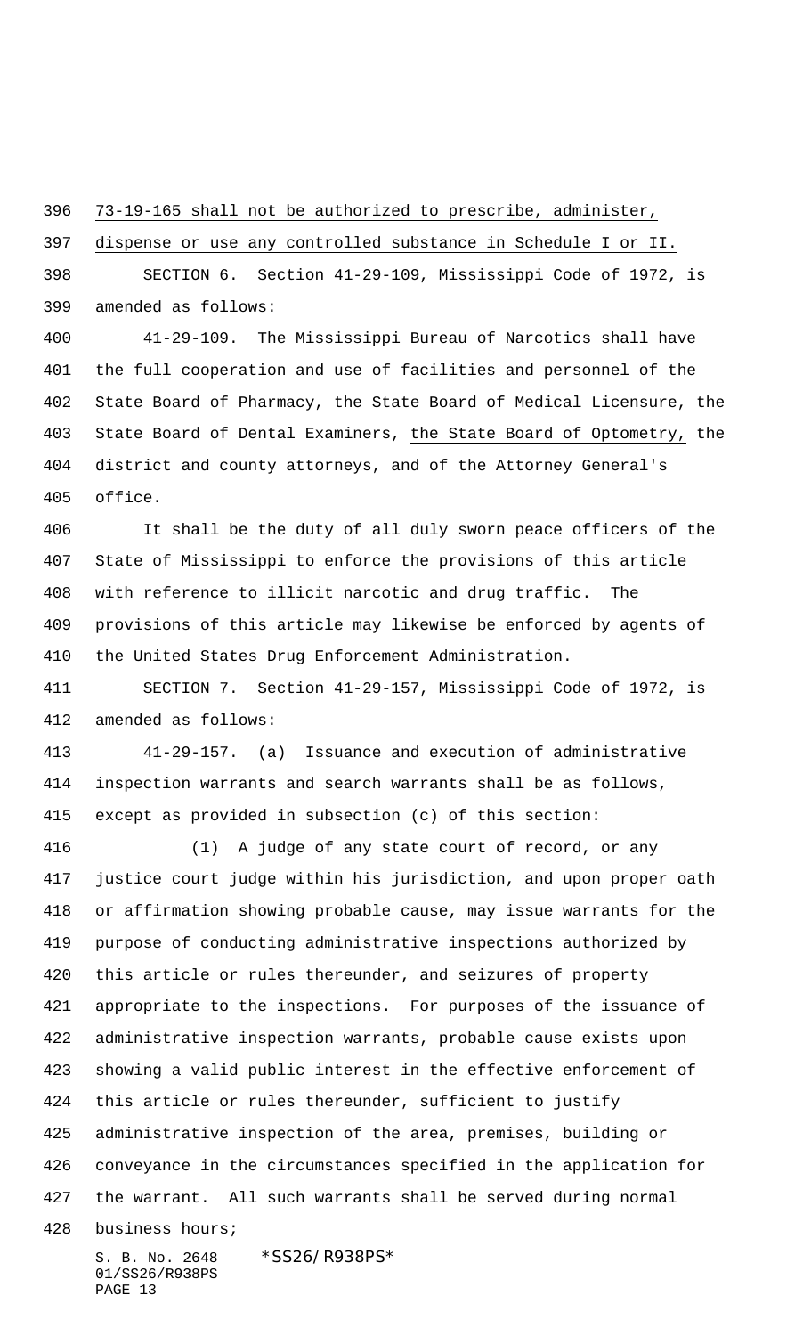73-19-165 shall not be authorized to prescribe, administer, dispense or use any controlled substance in Schedule I or II.

SECTION 6. Section 41-29-109, Mississippi Code of 1972, is amended as follows:

41-29-109. The Mississippi Bureau of Narcotics shall have the full cooperation and use of facilities and personnel of the State Board of Pharmacy, the State Board of Medical Licensure, the State Board of Dental Examiners, the State Board of Optometry, the district and county attorneys, and of the Attorney General's office.

It shall be the duty of all duly sworn peace officers of the State of Mississippi to enforce the provisions of this article with reference to illicit narcotic and drug traffic. The provisions of this article may likewise be enforced by agents of the United States Drug Enforcement Administration.

SECTION 7. Section 41-29-157, Mississippi Code of 1972, is amended as follows:

41-29-157. (a) Issuance and execution of administrative inspection warrants and search warrants shall be as follows, except as provided in subsection (c) of this section:

(1) A judge of any state court of record, or any justice court judge within his jurisdiction, and upon proper oath or affirmation showing probable cause, may issue warrants for the purpose of conducting administrative inspections authorized by this article or rules thereunder, and seizures of property appropriate to the inspections. For purposes of the issuance of administrative inspection warrants, probable cause exists upon showing a valid public interest in the effective enforcement of this article or rules thereunder, sufficient to justify administrative inspection of the area, premises, building or conveyance in the circumstances specified in the application for the warrant. All such warrants shall be served during normal business hours;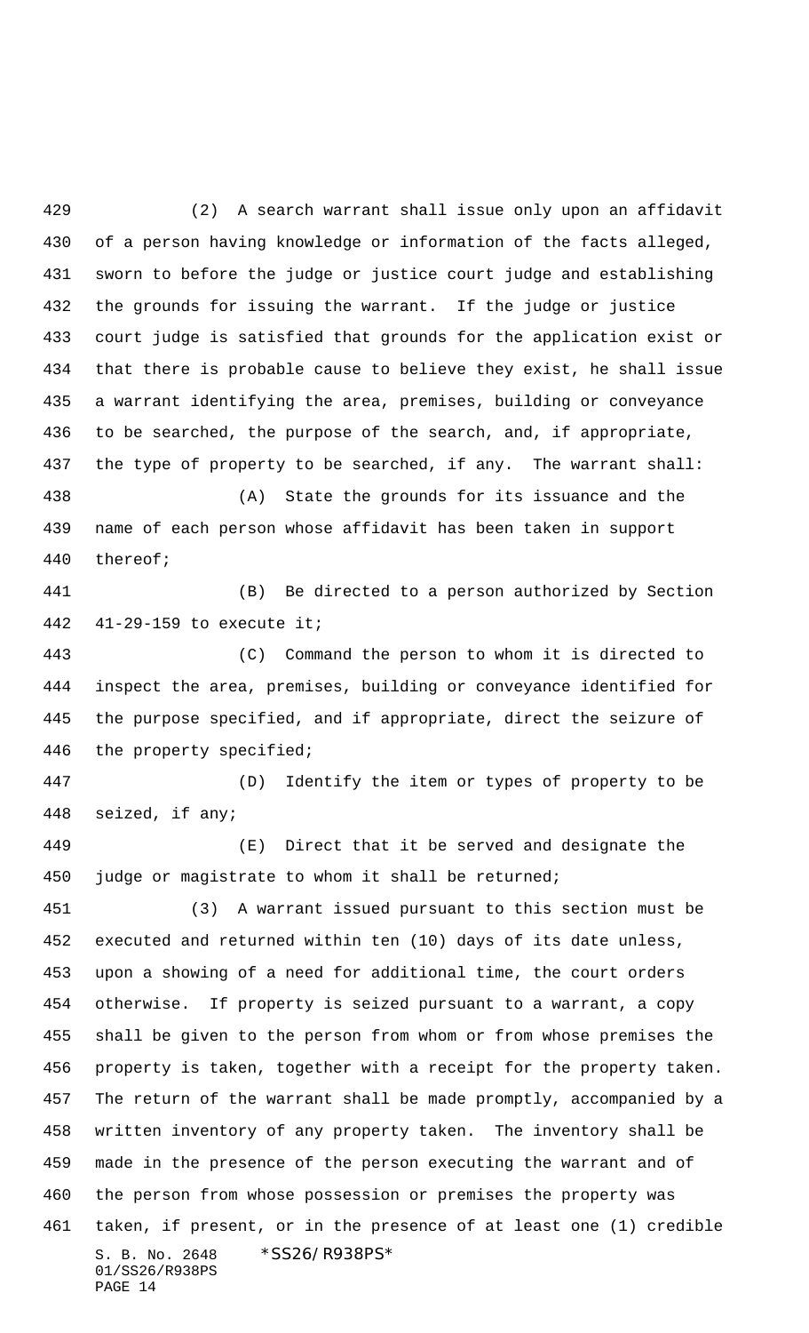(2) A search warrant shall issue only upon an affidavit of a person having knowledge or information of the facts alleged, sworn to before the judge or justice court judge and establishing the grounds for issuing the warrant. If the judge or justice court judge is satisfied that grounds for the application exist or that there is probable cause to believe they exist, he shall issue a warrant identifying the area, premises, building or conveyance to be searched, the purpose of the search, and, if appropriate, the type of property to be searched, if any. The warrant shall:

(A) State the grounds for its issuance and the name of each person whose affidavit has been taken in support thereof;

(B) Be directed to a person authorized by Section 41-29-159 to execute it;

(C) Command the person to whom it is directed to inspect the area, premises, building or conveyance identified for the purpose specified, and if appropriate, direct the seizure of the property specified;

(D) Identify the item or types of property to be seized, if any;

(E) Direct that it be served and designate the judge or magistrate to whom it shall be returned;

(3) A warrant issued pursuant to this section must be executed and returned within ten (10) days of its date unless, upon a showing of a need for additional time, the court orders otherwise. If property is seized pursuant to a warrant, a copy shall be given to the person from whom or from whose premises the property is taken, together with a receipt for the property taken. The return of the warrant shall be made promptly, accompanied by a written inventory of any property taken. The inventory shall be made in the presence of the person executing the warrant and of the person from whose possession or premises the property was taken, if present, or in the presence of at least one (1) credible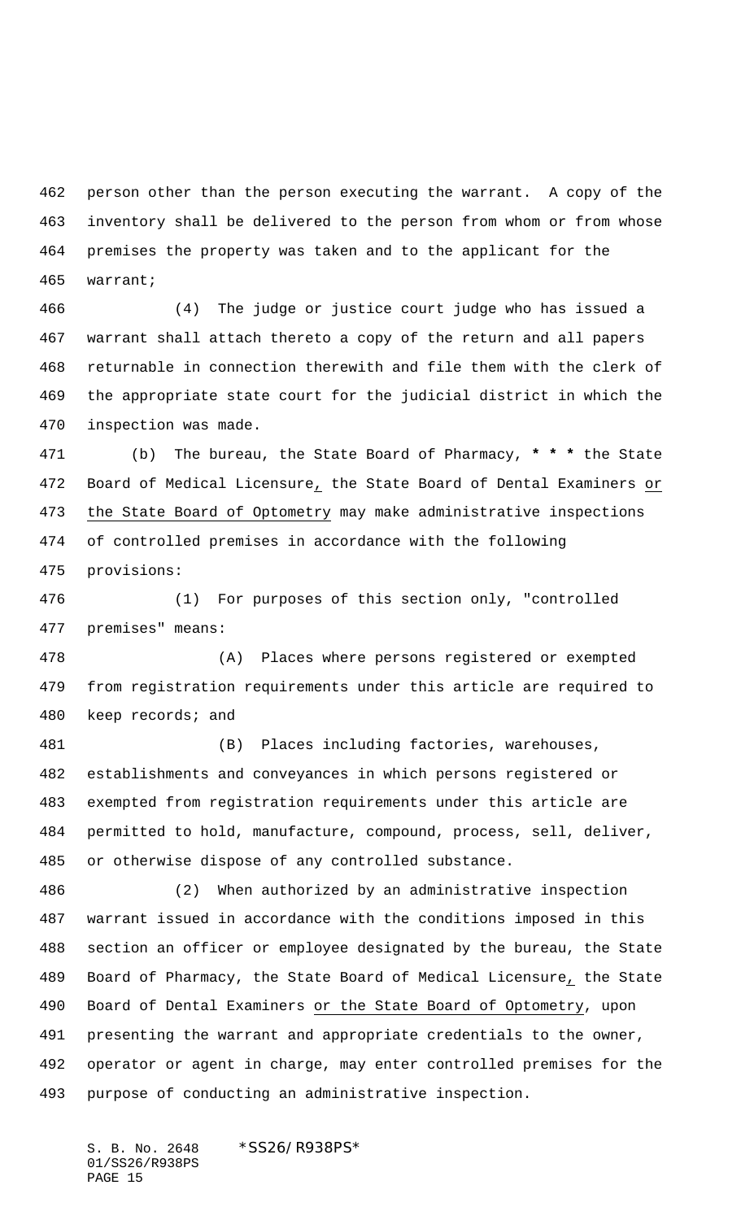person other than the person executing the warrant. A copy of the inventory shall be delivered to the person from whom or from whose premises the property was taken and to the applicant for the warrant;

(4) The judge or justice court judge who has issued a warrant shall attach thereto a copy of the return and all papers returnable in connection therewith and file them with the clerk of the appropriate state court for the judicial district in which the inspection was made.

(b) The bureau, the State Board of Pharmacy, * * * the State Board of Medical Licensure, the State Board of Dental Examiners or the State Board of Optometry may make administrative inspections of controlled premises in accordance with the following provisions:

(1) For purposes of this section only, "controlled premises" means:

(A) Places where persons registered or exempted from registration requirements under this article are required to keep records; and

(B) Places including factories, warehouses, establishments and conveyances in which persons registered or exempted from registration requirements under this article are permitted to hold, manufacture, compound, process, sell, deliver, or otherwise dispose of any controlled substance.

(2) When authorized by an administrative inspection warrant issued in accordance with the conditions imposed in this section an officer or employee designated by the bureau, the State Board of Pharmacy, the State Board of Medical Licensure, the State Board of Dental Examiners or the State Board of Optometry, upon presenting the warrant and appropriate credentials to the owner, operator or agent in charge, may enter controlled premises for the purpose of conducting an administrative inspection.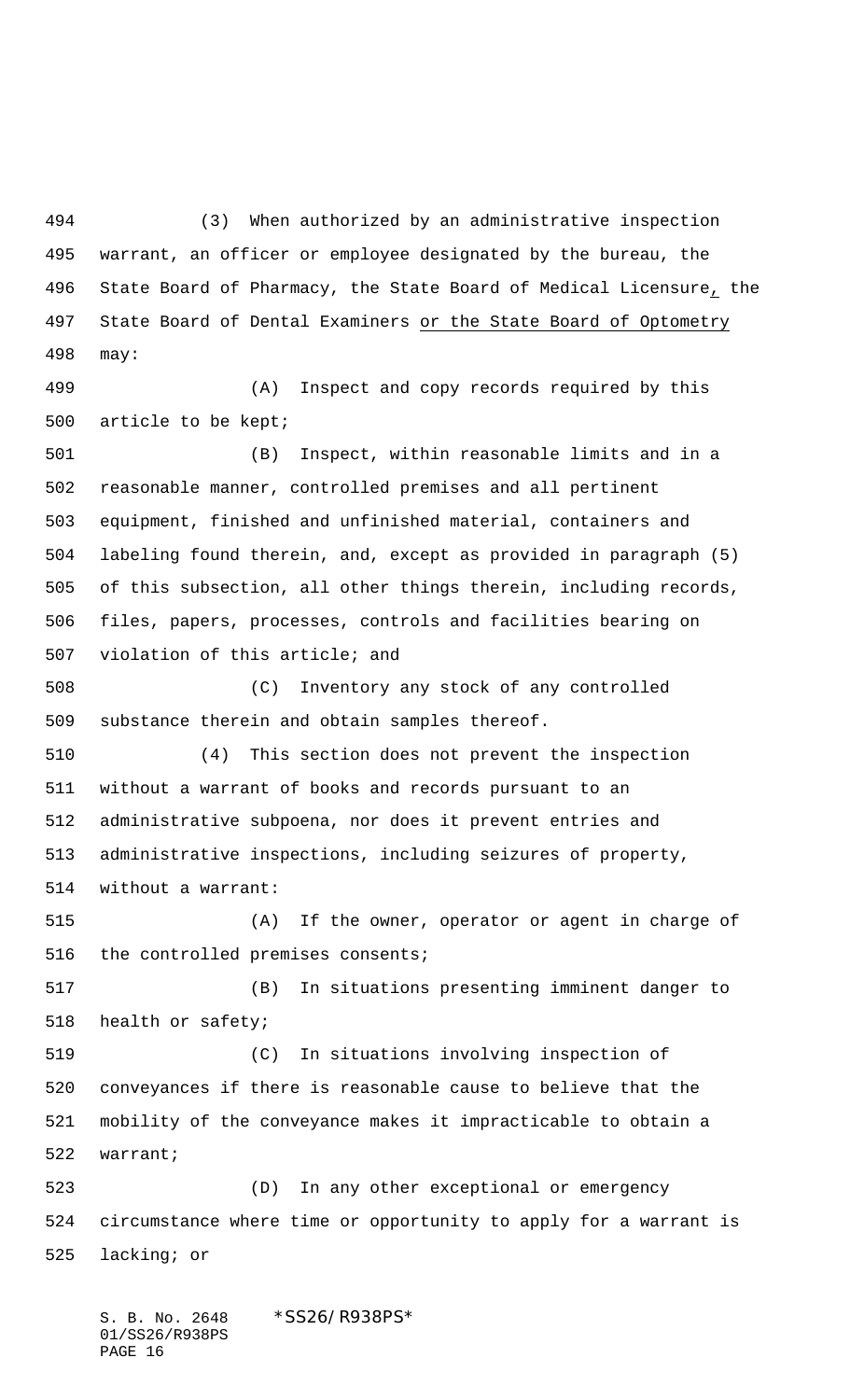(3) When authorized by an administrative inspection warrant, an officer or employee designated by the bureau, the State Board of Pharmacy, the State Board of Medical Licensure, the State Board of Dental Examiners or the State Board of Optometry may:

(A) Inspect and copy records required by this article to be kept;

(B) Inspect, within reasonable limits and in a reasonable manner, controlled premises and all pertinent equipment, finished and unfinished material, containers and labeling found therein, and, except as provided in paragraph (5) of this subsection, all other things therein, including records, files, papers, processes, controls and facilities bearing on violation of this article; and

(C) Inventory any stock of any controlled substance therein and obtain samples thereof.

(4) This section does not prevent the inspection without a warrant of books and records pursuant to an administrative subpoena, nor does it prevent entries and administrative inspections, including seizures of property, without a warrant:

(A) If the owner, operator or agent in charge of the controlled premises consents;

(B) In situations presenting imminent danger to health or safety;

(C) In situations involving inspection of conveyances if there is reasonable cause to believe that the mobility of the conveyance makes it impracticable to obtain a warrant;

(D) In any other exceptional or emergency circumstance where time or opportunity to apply for a warrant is lacking; or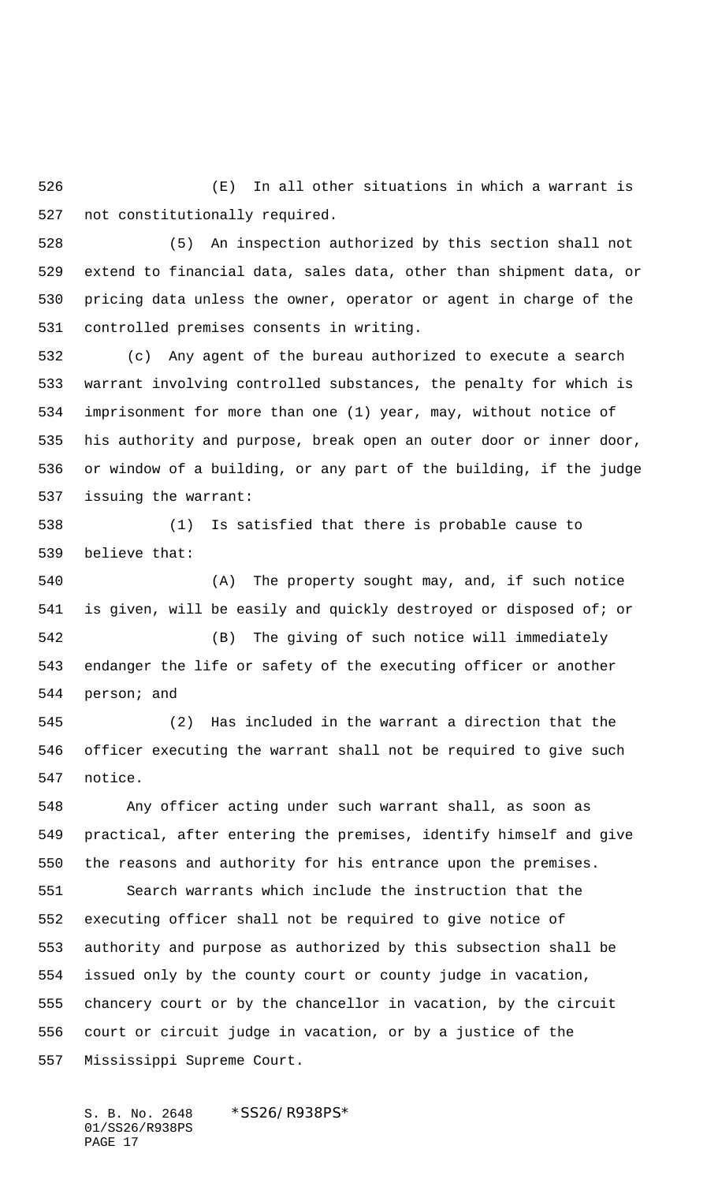(E) In all other situations in which a warrant is not constitutionally required.

(5) An inspection authorized by this section shall not extend to financial data, sales data, other than shipment data, or pricing data unless the owner, operator or agent in charge of the controlled premises consents in writing.

(c) Any agent of the bureau authorized to execute a search warrant involving controlled substances, the penalty for which is imprisonment for more than one (1) year, may, without notice of his authority and purpose, break open an outer door or inner door, or window of a building, or any part of the building, if the judge issuing the warrant:

(1) Is satisfied that there is probable cause to believe that:

(A) The property sought may, and, if such notice is given, will be easily and quickly destroyed or disposed of; or

(B) The giving of such notice will immediately endanger the life or safety of the executing officer or another person; and

(2) Has included in the warrant a direction that the officer executing the warrant shall not be required to give such notice.

Any officer acting under such warrant shall, as soon as practical, after entering the premises, identify himself and give the reasons and authority for his entrance upon the premises.

Search warrants which include the instruction that the executing officer shall not be required to give notice of authority and purpose as authorized by this subsection shall be issued only by the county court or county judge in vacation, chancery court or by the chancellor in vacation, by the circuit court or circuit judge in vacation, or by a justice of the Mississippi Supreme Court.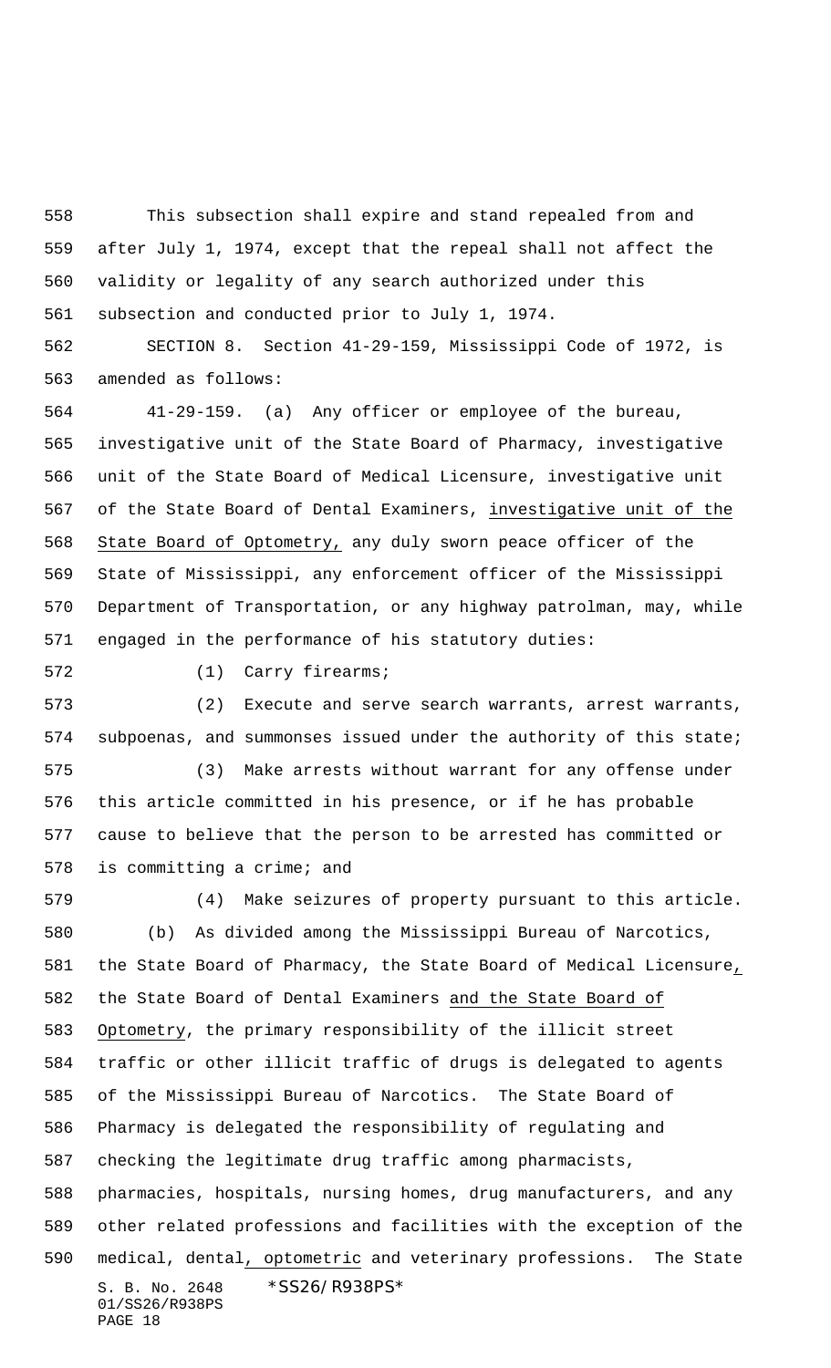This subsection shall expire and stand repealed from and after July 1, 1974, except that the repeal shall not affect the validity or legality of any search authorized under this subsection and conducted prior to July 1, 1974.

SECTION 8. Section 41-29-159, Mississippi Code of 1972, is amended as follows:

41-29-159. (a) Any officer or employee of the bureau, investigative unit of the State Board of Pharmacy, investigative unit of the State Board of Medical Licensure, investigative unit of the State Board of Dental Examiners, <u>investigative unit of the State Board of Optometry,</u> any duly sworn peace officer of the State of Mississippi, any enforcement officer of the Mississippi Department of Transportation, or any highway patrolman, may, while engaged in the performance of his statutory duties:

(1) Carry firearms;

(2) Execute and serve search warrants, arrest warrants, subpoenas, and summonses issued under the authority of this state;

(3) Make arrests without warrant for any offense under this article committed in his presence, or if he has probable cause to believe that the person to be arrested has committed or is committing a crime; and

(4) Make seizures of property pursuant to this article.

(b) As divided among the Mississippi Bureau of Narcotics, the State Board of Pharmacy, the State Board of Medical Licensure<u>,</u> the State Board of Dental Examiners <u>and the State Board of Optometry</u>, the primary responsibility of the illicit street traffic or other illicit traffic of drugs is delegated to agents of the Mississippi Bureau of Narcotics. The State Board of Pharmacy is delegated the responsibility of regulating and checking the legitimate drug traffic among pharmacists, pharmacies, hospitals, nursing homes, drug manufacturers, and any other related professions and facilities with the exception of the medical, dental<u>, optometric</u> and veterinary professions. The State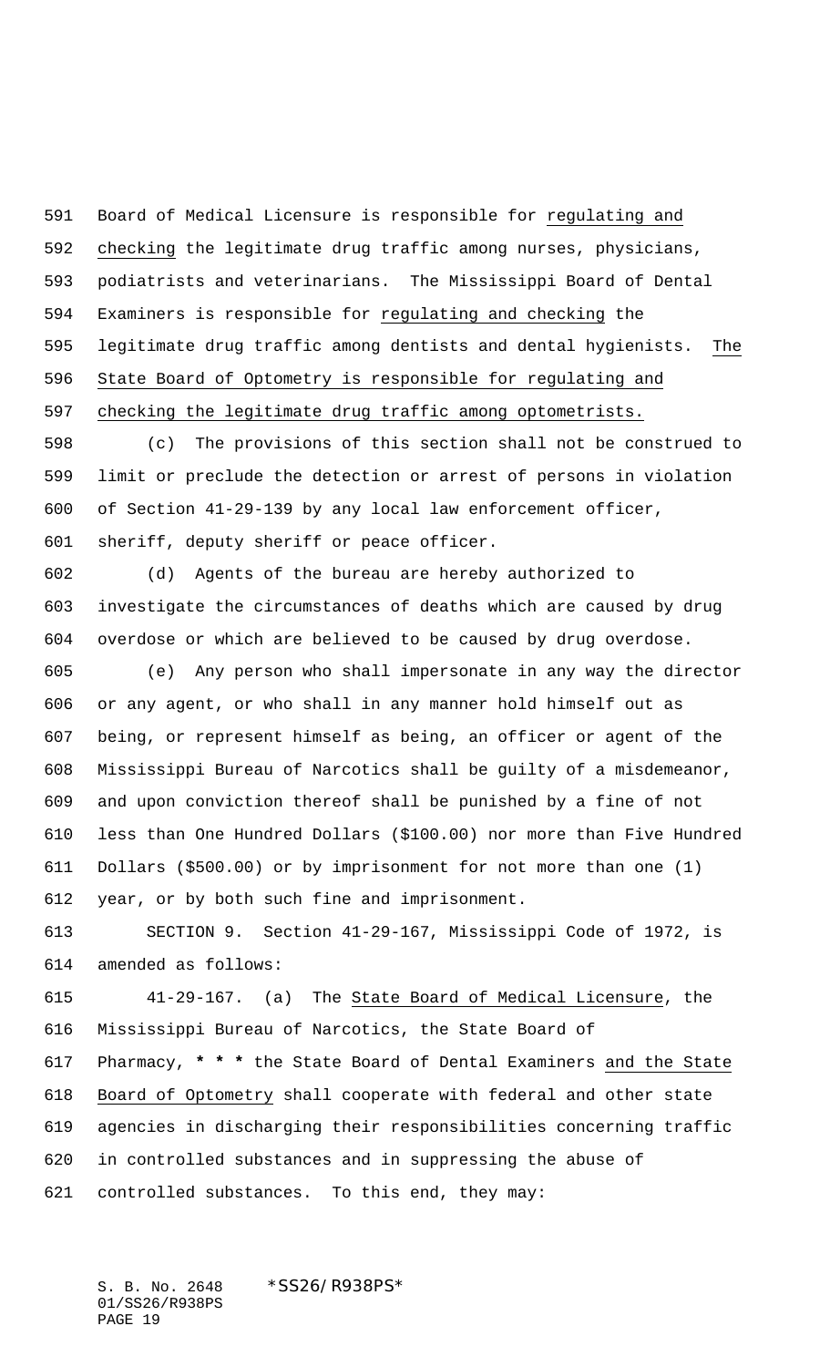Board of Medical Licensure is responsible for regulating and checking the legitimate drug traffic among nurses, physicians, podiatrists and veterinarians. The Mississippi Board of Dental Examiners is responsible for regulating and checking the legitimate drug traffic among dentists and dental hygienists. The State Board of Optometry is responsible for regulating and checking the legitimate drug traffic among optometrists.

(c) The provisions of this section shall not be construed to limit or preclude the detection or arrest of persons in violation of Section 41-29-139 by any local law enforcement officer, sheriff, deputy sheriff or peace officer.

(d) Agents of the bureau are hereby authorized to investigate the circumstances of deaths which are caused by drug overdose or which are believed to be caused by drug overdose.

(e) Any person who shall impersonate in any way the director or any agent, or who shall in any manner hold himself out as being, or represent himself as being, an officer or agent of the Mississippi Bureau of Narcotics shall be guilty of a misdemeanor, and upon conviction thereof shall be punished by a fine of not less than One Hundred Dollars ($100.00) nor more than Five Hundred Dollars ($500.00) or by imprisonment for not more than one (1) year, or by both such fine and imprisonment.

SECTION 9. Section 41-29-167, Mississippi Code of 1972, is amended as follows:

41-29-167. (a) The State Board of Medical Licensure, the Mississippi Bureau of Narcotics, the State Board of Pharmacy, **\* \* \*** the State Board of Dental Examiners and the State Board of Optometry shall cooperate with federal and other state agencies in discharging their responsibilities concerning traffic in controlled substances and in suppressing the abuse of controlled substances. To this end, they may: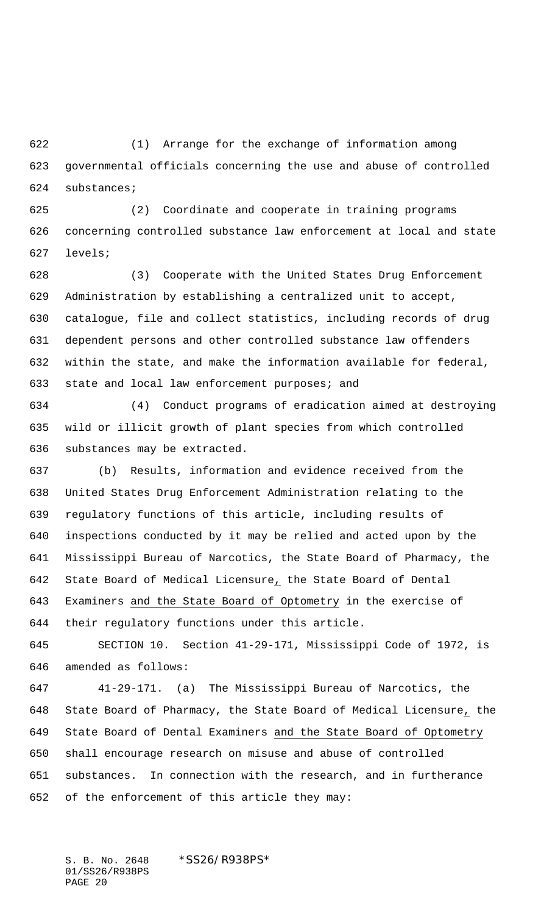(1) Arrange for the exchange of information among governmental officials concerning the use and abuse of controlled substances;

(2) Coordinate and cooperate in training programs concerning controlled substance law enforcement at local and state levels;

(3) Cooperate with the United States Drug Enforcement Administration by establishing a centralized unit to accept, catalogue, file and collect statistics, including records of drug dependent persons and other controlled substance law offenders within the state, and make the information available for federal, state and local law enforcement purposes; and

(4) Conduct programs of eradication aimed at destroying wild or illicit growth of plant species from which controlled substances may be extracted.

(b) Results, information and evidence received from the United States Drug Enforcement Administration relating to the regulatory functions of this article, including results of inspections conducted by it may be relied and acted upon by the Mississippi Bureau of Narcotics, the State Board of Pharmacy, the State Board of Medical Licensure, the State Board of Dental Examiners and the State Board of Optometry in the exercise of their regulatory functions under this article.

SECTION 10. Section 41-29-171, Mississippi Code of 1972, is amended as follows:

41-29-171. (a) The Mississippi Bureau of Narcotics, the State Board of Pharmacy, the State Board of Medical Licensure, the State Board of Dental Examiners and the State Board of Optometry shall encourage research on misuse and abuse of controlled substances. In connection with the research, and in furtherance of the enforcement of this article they may: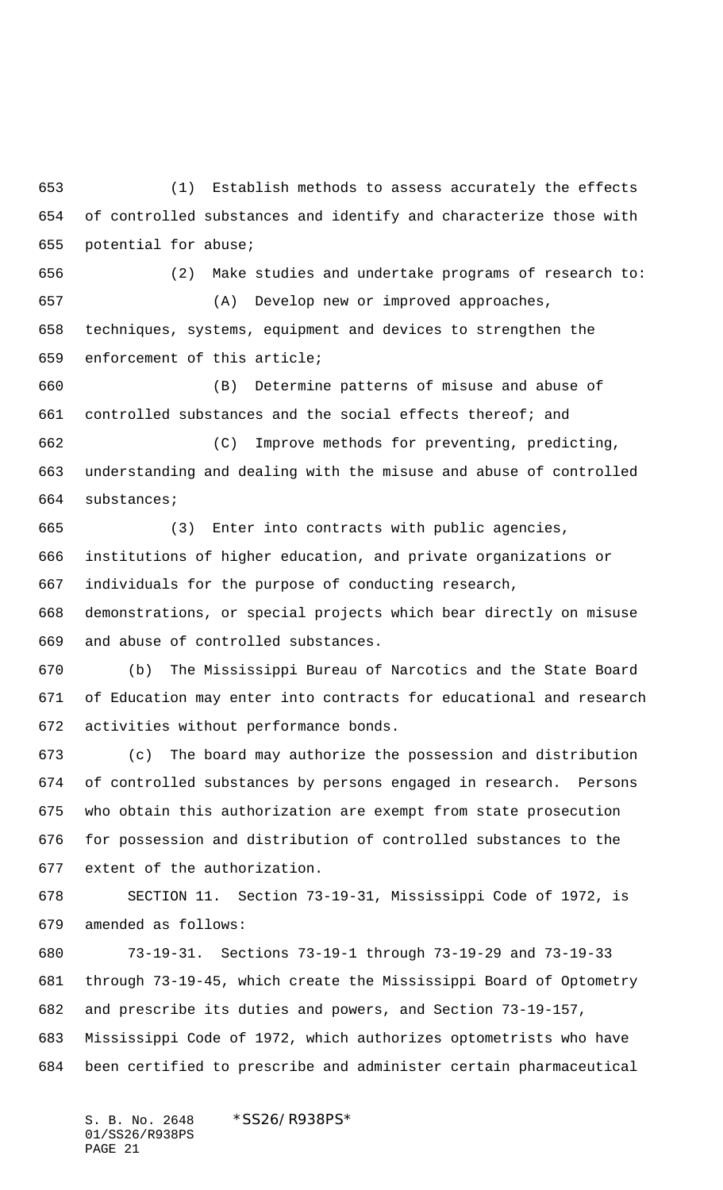(1) Establish methods to assess accurately the effects of controlled substances and identify and characterize those with potential for abuse;

(2) Make studies and undertake programs of research to:

(A) Develop new or improved approaches, techniques, systems, equipment and devices to strengthen the enforcement of this article;

(B) Determine patterns of misuse and abuse of controlled substances and the social effects thereof; and

(C) Improve methods for preventing, predicting, understanding and dealing with the misuse and abuse of controlled substances;

(3) Enter into contracts with public agencies, institutions of higher education, and private organizations or individuals for the purpose of conducting research, demonstrations, or special projects which bear directly on misuse and abuse of controlled substances.

(b) The Mississippi Bureau of Narcotics and the State Board of Education may enter into contracts for educational and research activities without performance bonds.

(c) The board may authorize the possession and distribution of controlled substances by persons engaged in research. Persons who obtain this authorization are exempt from state prosecution for possession and distribution of controlled substances to the extent of the authorization.

SECTION 11. Section 73-19-31, Mississippi Code of 1972, is amended as follows:

73-19-31. Sections 73-19-1 through 73-19-29 and 73-19-33 through 73-19-45, which create the Mississippi Board of Optometry and prescribe its duties and powers, and Section 73-19-157, Mississippi Code of 1972, which authorizes optometrists who have been certified to prescribe and administer certain pharmaceutical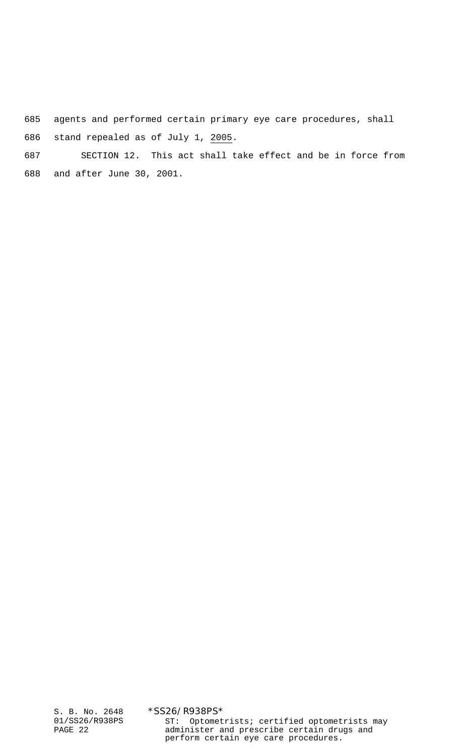685 agents and performed certain primary eye care procedures, shall

686 stand repealed as of July 1, 2005.

687 SECTION 12. This act shall take effect and be in force from

688 and after June 30, 2001.

S. B. No. 2648 *SS26/R938PS*
01/SS26/R938PS
ST: Optometrists; certified optometrists may administer and prescribe certain drugs and perform certain eye care procedures.